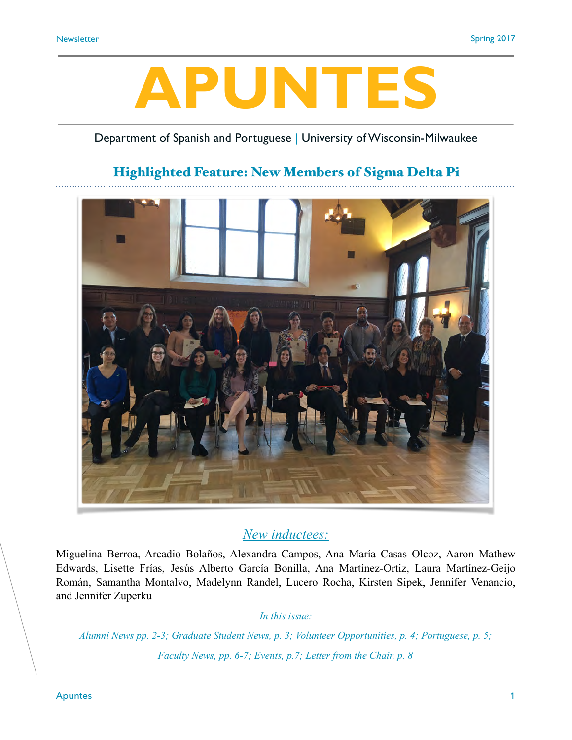# APUNTES

Department of Spanish and Portuguese | University of Wisconsin-Milwaukee

## Highlighted Feature: New Members of Sigma Delta Pi

*New inductees:*

Miguelina Berroa, Arcadio Bolaños, Alexandra Campos, Ana María Casas Olcoz, Aaron Mathew Edwards, Lisette Frías, Jesús Alberto García Bonilla, Ana Martínez-Ortiz, Laura Martínez-Geijo Román, Samantha Montalvo, Madelynn Randel, Lucero Rocha, Kirsten Sipek, Jennifer Venancio, and Jennifer Zuperku

*In this issue:*

*Alumni News pp. 2-3; Graduate Student News, p. 3; Volunteer Opportunities, p. 4; Portuguese, p. 5; Faculty News, pp. 6-7; Events, p.7; Letter from the Chair, p. 8*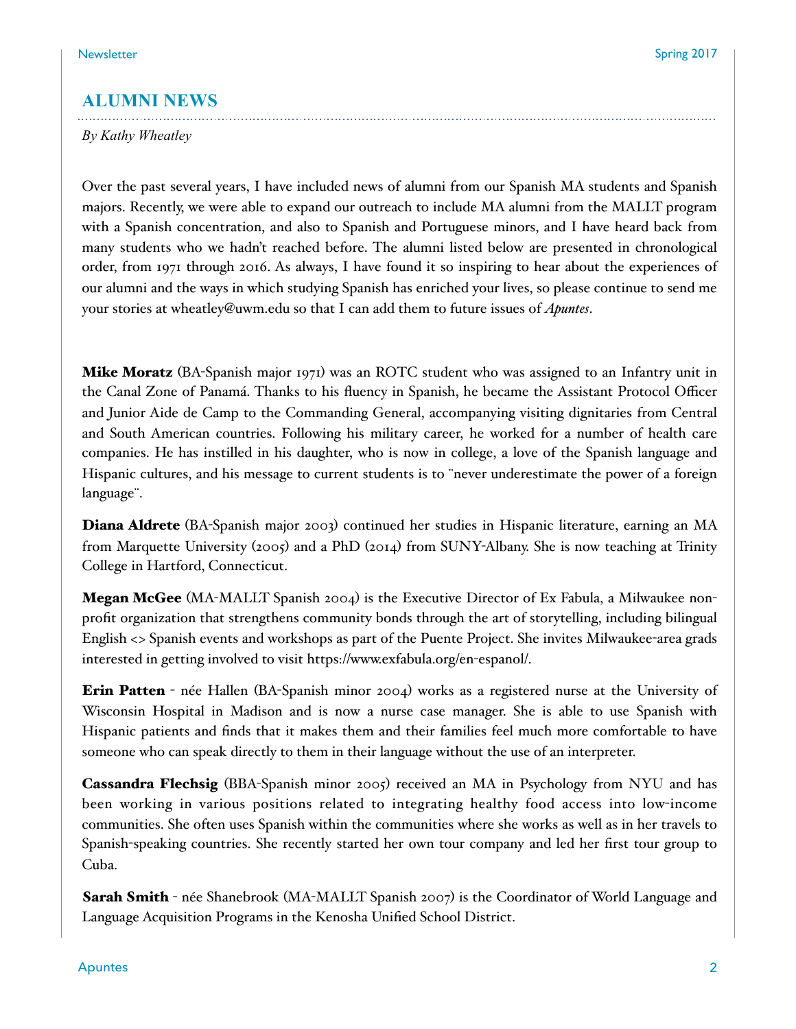## ALUMNI NEWS

*By Kathy Wheatley*

Over the past several years, I have included news of alumni from our Spanish MA students and Spanish majors. Recently, we were able to expand our outreach to include MA alumni from the MALLT program with a Spanish concentration, and also to Spanish and Portuguese minors, and I have heard back from many students who we hadn't reached before. The alumni listed below are presented in chronological order, from 1971 through 2016. As always, I have found it so inspiring to hear about the experiences of our alumni and the ways in which studying Spanish has enriched your lives, so please continue to send me your stories at wheatley@uwm.edu so that I can add them to future issues of *Apuntes*.

**Mike Moratz** (BA-Spanish major 1971) was an ROTC student who was assigned to an Infantry unit in the Canal Zone of Panamá. Thanks to his fluency in Spanish, he became the Assistant Protocol Officer and Junior Aide de Camp to the Commanding General, accompanying visiting dignitaries from Central and South American countries. Following his military career, he worked for a number of health care companies. He has instilled in his daughter, who is now in college, a love of the Spanish language and Hispanic cultures, and his message to current students is to ¨never underestimate the power of a foreign language¨.

**Diana Aldrete** (BA-Spanish major 2003) continued her studies in Hispanic literature, earning an MA from Marquette University (2005) and a PhD (2014) from SUNY-Albany. She is now teaching at Trinity College in Hartford, Connecticut.

**Megan McGee** (MA-MALLT Spanish 2004) is the Executive Director of Ex Fabula, a Milwaukee non-profit organization that strengthens community bonds through the art of storytelling, including bilingual English <> Spanish events and workshops as part of the Puente Project. She invites Milwaukee-area grads interested in getting involved to visit https://www.exfabula.org/en-espanol/.

**Erin Patten** - née Hallen (BA-Spanish minor 2004) works as a registered nurse at the University of Wisconsin Hospital in Madison and is now a nurse case manager. She is able to use Spanish with Hispanic patients and finds that it makes them and their families feel much more comfortable to have someone who can speak directly to them in their language without the use of an interpreter.

**Cassandra Flechsig** (BBA-Spanish minor 2005) received an MA in Psychology from NYU and has been working in various positions related to integrating healthy food access into low-income communities. She often uses Spanish within the communities where she works as well as in her travels to Spanish-speaking countries. She recently started her own tour company and led her first tour group to Cuba.

**Sarah Smith** - née Shanebrook (MA-MALLT Spanish 2007) is the Coordinator of World Language and Language Acquisition Programs in the Kenosha Unified School District.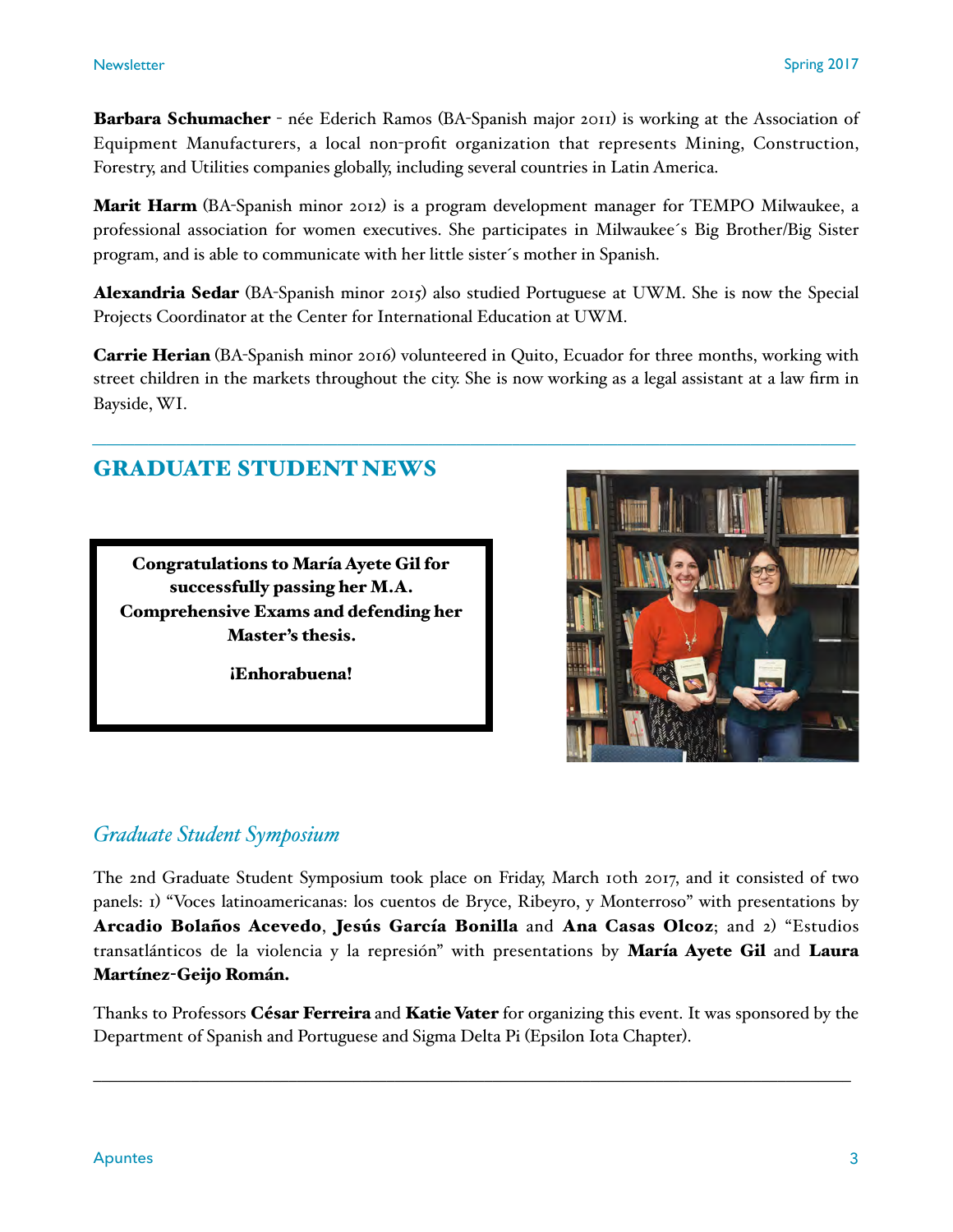**Barbara Schumacher** - née Ederich Ramos (BA-Spanish major 2011) is working at the Association of Equipment Manufacturers, a local non-profit organization that represents Mining, Construction, Forestry, and Utilities companies globally, including several countries in Latin America.

**Marit Harm** (BA-Spanish minor 2012) is a program development manager for TEMPO Milwaukee, a professional association for women executives. She participates in Milwaukee´s Big Brother/Big Sister program, and is able to communicate with her little sister´s mother in Spanish.

**Alexandria Sedar** (BA-Spanish minor 2015) also studied Portuguese at UWM. She is now the Special Projects Coordinator at the Center for International Education at UWM.

**Carrie Herian** (BA-Spanish minor 2016) volunteered in Quito, Ecuador for three months, working with street children in the markets throughout the city. She is now working as a legal assistant at a law firm in Bayside, WI.

---

## GRADUATE STUDENT NEWS

**Congratulations to María Ayete Gil for successfully passing her M.A. Comprehensive Exams and defending her Master's thesis.**

**¡Enhorabuena!**

### *Graduate Student Symposium*

The 2nd Graduate Student Symposium took place on Friday, March 10th 2017, and it consisted of two panels: 1) "Voces latinoamericanas: los cuentos de Bryce, Ribeyro, y Monterroso" with presentations by **Arcadio Bolaños Acevedo**, **Jesús García Bonilla** and **Ana Casas Olcoz**; and 2) "Estudios transatlánticos de la violencia y la represión" with presentations by **María Ayete Gil** and **Laura Martínez-Geijo Román.**

Thanks to Professors **César Ferreira** and **Katie Vater** for organizing this event. It was sponsored by the Department of Spanish and Portuguese and Sigma Delta Pi (Epsilon Iota Chapter).

---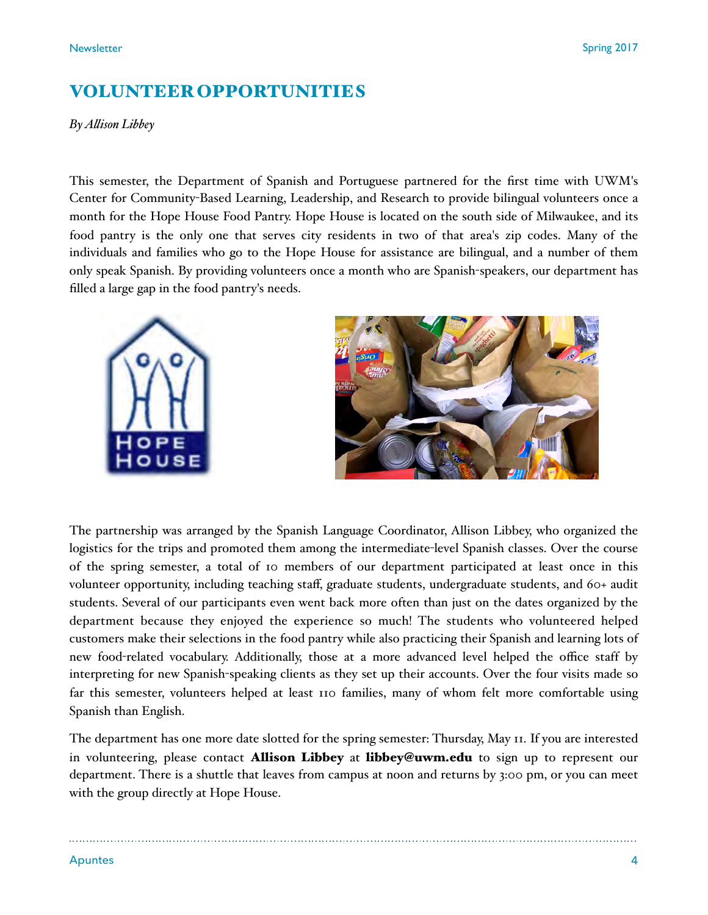# VOLUNTEER OPPORTUNITIES

*By Allison Libbey*

This semester, the Department of Spanish and Portuguese partnered for the first time with UWM's Center for Community-Based Learning, Leadership, and Research to provide bilingual volunteers once a month for the Hope House Food Pantry. Hope House is located on the south side of Milwaukee, and its food pantry is the only one that serves city residents in two of that area's zip codes. Many of the individuals and families who go to the Hope House for assistance are bilingual, and a number of them only speak Spanish. By providing volunteers once a month who are Spanish-speakers, our department has filled a large gap in the food pantry's needs.

The partnership was arranged by the Spanish Language Coordinator, Allison Libbey, who organized the logistics for the trips and promoted them among the intermediate-level Spanish classes. Over the course of the spring semester, a total of 10 members of our department participated at least once in this volunteer opportunity, including teaching staff, graduate students, undergraduate students, and 60+ audit students. Several of our participants even went back more often than just on the dates organized by the department because they enjoyed the experience so much! The students who volunteered helped customers make their selections in the food pantry while also practicing their Spanish and learning lots of new food-related vocabulary. Additionally, those at a more advanced level helped the office staff by interpreting for new Spanish-speaking clients as they set up their accounts. Over the four visits made so far this semester, volunteers helped at least 110 families, many of whom felt more comfortable using Spanish than English.

The department has one more date slotted for the spring semester: Thursday, May 11. If you are interested in volunteering, please contact **Allison Libbey** at **libbey@uwm.edu** to sign up to represent our department. There is a shuttle that leaves from campus at noon and returns by 3:00 pm, or you can meet with the group directly at Hope House.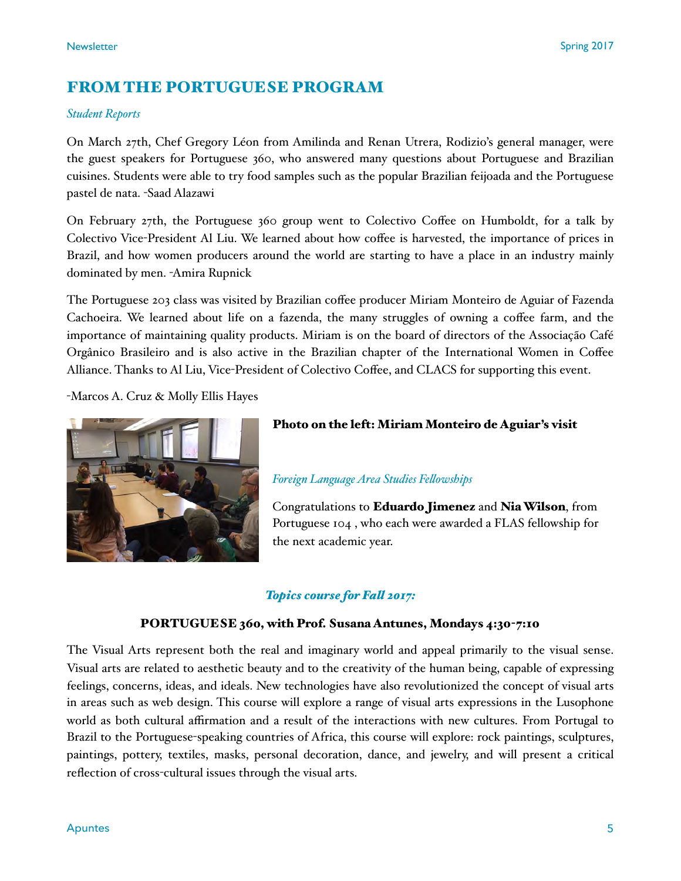## FROM THE PORTUGUESE PROGRAM

*Student Reports*

On March 27th, Chef Gregory Léon from Amilinda and Renan Utrera, Rodizio's general manager, were the guest speakers for Portuguese 360, who answered many questions about Portuguese and Brazilian cuisines. Students were able to try food samples such as the popular Brazilian feijoada and the Portuguese pastel de nata. -Saad Alazawi

On February 27th, the Portuguese 360 group went to Colectivo Coffee on Humboldt, for a talk by Colectivo Vice-President Al Liu. We learned about how coffee is harvested, the importance of prices in Brazil, and how women producers around the world are starting to have a place in an industry mainly dominated by men. -Amira Rupnick

The Portuguese 203 class was visited by Brazilian coffee producer Miriam Monteiro de Aguiar of Fazenda Cachoeira. We learned about life on a fazenda, the many struggles of owning a coffee farm, and the importance of maintaining quality products. Miriam is on the board of directors of the Associação Café Orgânico Brasileiro and is also active in the Brazilian chapter of the International Women in Coffee Alliance. Thanks to Al Liu, Vice-President of Colectivo Coffee, and CLACS for supporting this event.

-Marcos A. Cruz & Molly Ellis Hayes

**Photo on the left: Miriam Monteiro de Aguiar's visit**

*Foreign Language Area Studies Fellowships*

Congratulations to **Eduardo Jimenez** and **Nia Wilson**, from Portuguese 104 , who each were awarded a FLAS fellowship for the next academic year.

***Topics course for Fall 2017:***

**PORTUGUESE 360, with Prof. Susana Antunes, Mondays 4:30-7:10**

The Visual Arts represent both the real and imaginary world and appeal primarily to the visual sense. Visual arts are related to aesthetic beauty and to the creativity of the human being, capable of expressing feelings, concerns, ideas, and ideals. New technologies have also revolutionized the concept of visual arts in areas such as web design. This course will explore a range of visual arts expressions in the Lusophone world as both cultural affirmation and a result of the interactions with new cultures. From Portugal to Brazil to the Portuguese-speaking countries of Africa, this course will explore: rock paintings, sculptures, paintings, pottery, textiles, masks, personal decoration, dance, and jewelry, and will present a critical reflection of cross-cultural issues through the visual arts.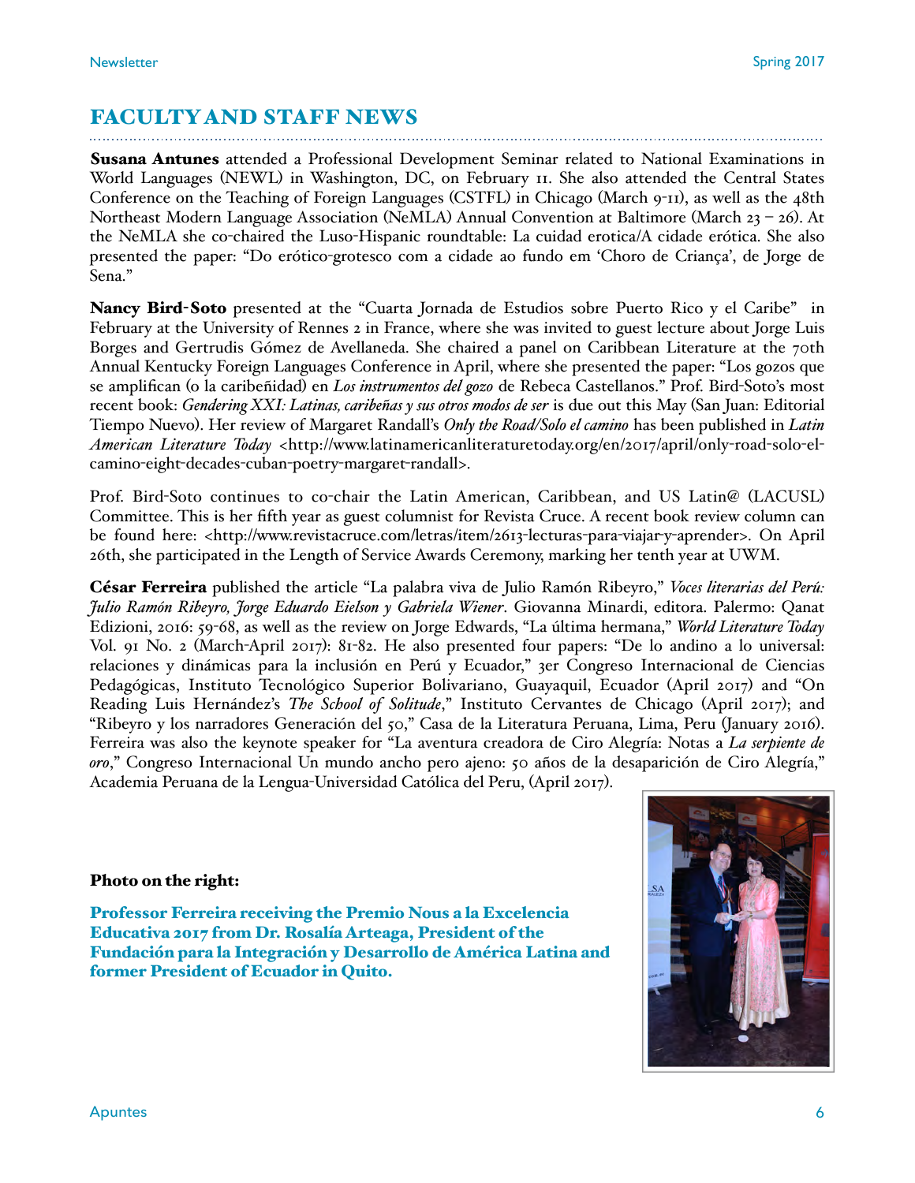## FACULTY AND STAFF NEWS

**Susana Antunes** attended a Professional Development Seminar related to National Examinations in World Languages (NEWL) in Washington, DC, on February 11. She also attended the Central States Conference on the Teaching of Foreign Languages (CSTFL) in Chicago (March 9-11), as well as the 48th Northeast Modern Language Association (NeMLA) Annual Convention at Baltimore (March 23 – 26). At the NeMLA she co-chaired the Luso-Hispanic roundtable: La cuidad erotica/A cidade erótica. She also presented the paper: "Do erótico-grotesco com a cidade ao fundo em 'Choro de Criança', de Jorge de Sena."

**Nancy Bird-Soto** presented at the "Cuarta Jornada de Estudios sobre Puerto Rico y el Caribe" in February at the University of Rennes 2 in France, where she was invited to guest lecture about Jorge Luis Borges and Gertrudis Gómez de Avellaneda. She chaired a panel on Caribbean Literature at the 70th Annual Kentucky Foreign Languages Conference in April, where she presented the paper: "Los gozos que se amplifican (o la caribeñidad) en *Los instrumentos del gozo* de Rebeca Castellanos." Prof. Bird-Soto's most recent book: *Gendering XXI: Latinas, caribeñas y sus otros modos de ser* is due out this May (San Juan: Editorial Tiempo Nuevo). Her review of Margaret Randall's *Only the Road/Solo el camino* has been published in *Latin American Literature Today* <http://www.latinamericanliteraturetoday.org/en/2017/april/only-road-solo-el-camino-eight-decades-cuban-poetry-margaret-randall>.

Prof. Bird-Soto continues to co-chair the Latin American, Caribbean, and US Latin@ (LACUSL) Committee. This is her fifth year as guest columnist for Revista Cruce. A recent book review column can be found here: <http://www.revistacruce.com/letras/item/2613-lecturas-para-viajar-y-aprender>. On April 26th, she participated in the Length of Service Awards Ceremony, marking her tenth year at UWM.

**César Ferreira** published the article "La palabra viva de Julio Ramón Ribeyro," *Voces literarias del Perú: Julio Ramón Ribeyro, Jorge Eduardo Eielson y Gabriela Wiener*. Giovanna Minardi, editora. Palermo: Qanat Edizioni, 2016: 59-68, as well as the review on Jorge Edwards, "La última hermana," *World Literature Today* Vol. 91 No. 2 (March-April 2017): 81-82. He also presented four papers: "De lo andino a lo universal: relaciones y dinámicas para la inclusión en Perú y Ecuador," 3er Congreso Internacional de Ciencias Pedagógicas, Instituto Tecnológico Superior Bolivariano, Guayaquil, Ecuador (April 2017) and "On Reading Luis Hernández's *The School of Solitude*," Instituto Cervantes de Chicago (April 2017); and "Ribeyro y los narradores Generación del 50," Casa de la Literatura Peruana, Lima, Peru (January 2016). Ferreira was also the keynote speaker for "La aventura creadora de Ciro Alegría: Notas a *La serpiente de oro*," Congreso Internacional Un mundo ancho pero ajeno: 50 años de la desaparición de Ciro Alegría," Academia Peruana de la Lengua-Universidad Católica del Peru, (April 2017).

**Photo on the right:**

**Professor Ferreira receiving the Premio Nous a la Excelencia Educativa 2017 from Dr. Rosalía Arteaga, President of the Fundación para la Integración y Desarrollo de América Latina and former President of Ecuador in Quito.**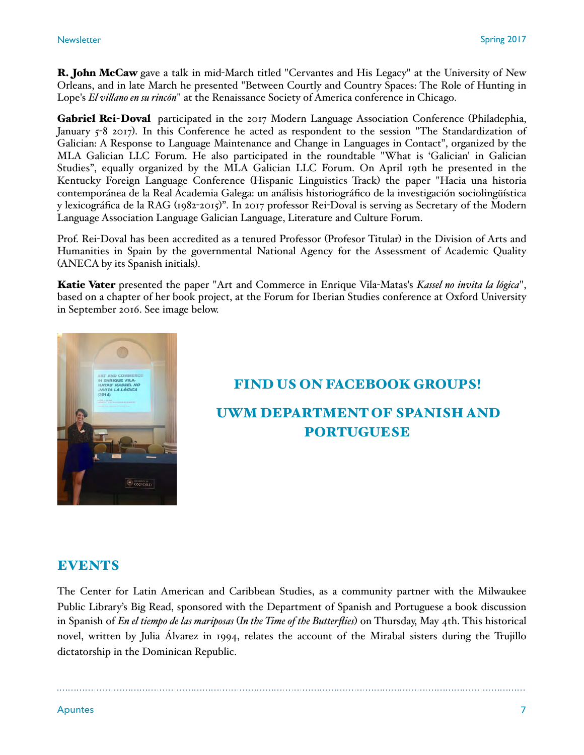**R. John McCaw** gave a talk in mid-March titled "Cervantes and His Legacy" at the University of New Orleans, and in late March he presented "Between Courtly and Country Spaces: The Role of Hunting in Lope's *El villano en su rincón*" at the Renaissance Society of America conference in Chicago.

**Gabriel Rei-Doval** participated in the 2017 Modern Language Association Conference (Philadephia, January 5-8 2017). In this Conference he acted as respondent to the session "The Standardization of Galician: A Response to Language Maintenance and Change in Languages in Contact", organized by the MLA Galician LLC Forum. He also participated in the roundtable "What is 'Galician' in Galician Studies", equally organized by the MLA Galician LLC Forum. On April 19th he presented in the Kentucky Foreign Language Conference (Hispanic Linguistics Track) the paper "Hacia una historia contemporánea de la Real Academia Galega: un análisis historiográfico de la investigación sociolingüística y lexicográfica de la RAG (1982-2015)". In 2017 professor Rei-Doval is serving as Secretary of the Modern Language Association Language Galician Language, Literature and Culture Forum.

Prof. Rei-Doval has been accredited as a tenured Professor (Profesor Titular) in the Division of Arts and Humanities in Spain by the governmental National Agency for the Assessment of Academic Quality (ANECA by its Spanish initials).

**Katie Vater** presented the paper "Art and Commerce in Enrique Vila-Matas's *Kassel no invita la lógica*", based on a chapter of her book project, at the Forum for Iberian Studies conference at Oxford University in September 2016. See image below.

## FIND US ON FACEBOOK GROUPS!

## UWM DEPARTMENT OF SPANISH AND PORTUGUESE

## EVENTS

The Center for Latin American and Caribbean Studies, as a community partner with the Milwaukee Public Library's Big Read, sponsored with the Department of Spanish and Portuguese a book discussion in Spanish of *En el tiempo de las mariposas* (*In the Time of the Butterflies*) on Thursday, May 4th. This historical novel, written by Julia Álvarez in 1994, relates the account of the Mirabal sisters during the Trujillo dictatorship in the Dominican Republic.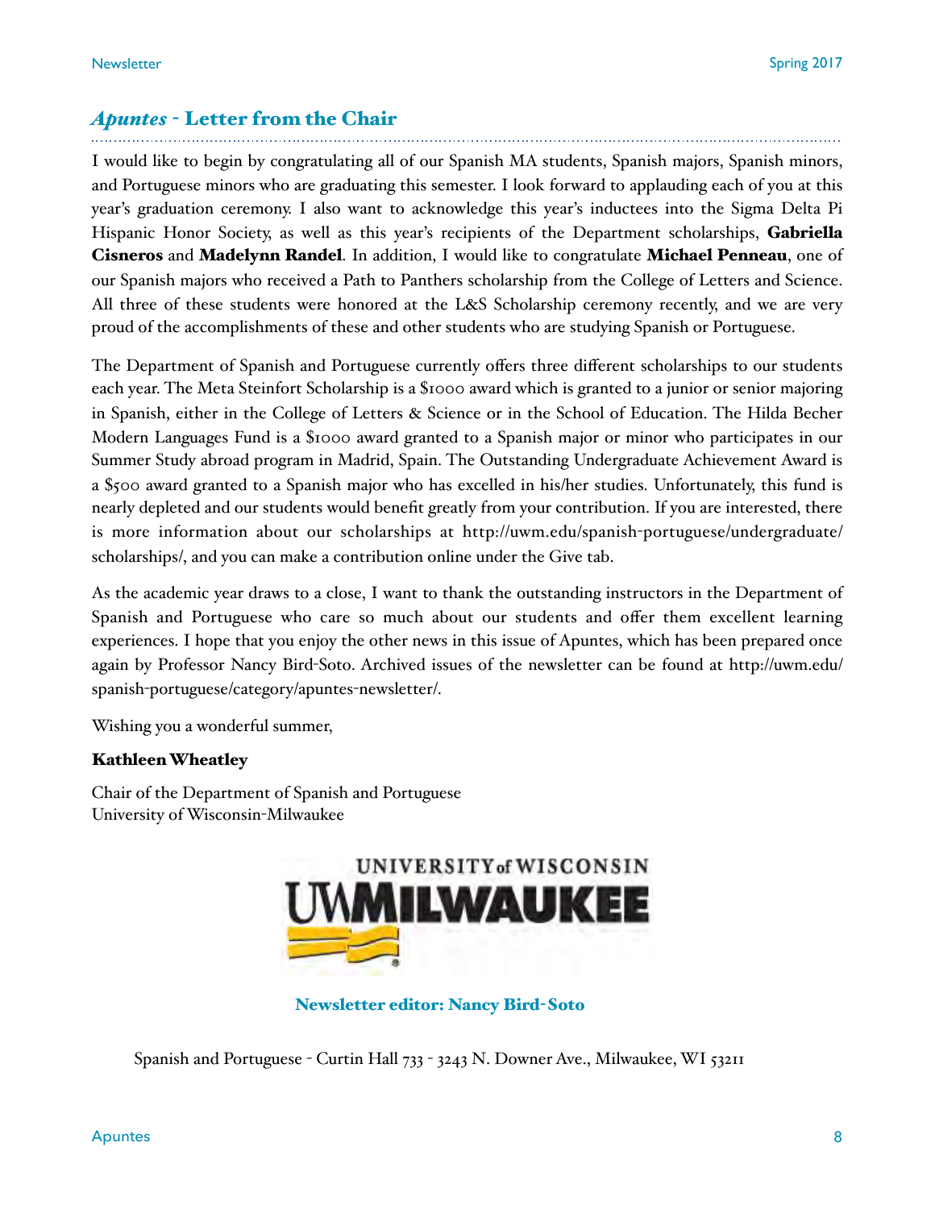## *Apuntes* - Letter from the Chair

I would like to begin by congratulating all of our Spanish MA students, Spanish majors, Spanish minors, and Portuguese minors who are graduating this semester. I look forward to applauding each of you at this year's graduation ceremony. I also want to acknowledge this year's inductees into the Sigma Delta Pi Hispanic Honor Society, as well as this year's recipients of the Department scholarships, **Gabriella Cisneros** and **Madelynn Randel**. In addition, I would like to congratulate **Michael Penneau**, one of our Spanish majors who received a Path to Panthers scholarship from the College of Letters and Science. All three of these students were honored at the L&S Scholarship ceremony recently, and we are very proud of the accomplishments of these and other students who are studying Spanish or Portuguese.

The Department of Spanish and Portuguese currently offers three different scholarships to our students each year. The Meta Steinfort Scholarship is a $1000 award which is granted to a junior or senior majoring in Spanish, either in the College of Letters & Science or in the School of Education. The Hilda Becher Modern Languages Fund is a $1000 award granted to a Spanish major or minor who participates in our Summer Study abroad program in Madrid, Spain. The Outstanding Undergraduate Achievement Award is a $500 award granted to a Spanish major who has excelled in his/her studies. Unfortunately, this fund is nearly depleted and our students would benefit greatly from your contribution. If you are interested, there is more information about our scholarships at http://uwm.edu/spanish-portuguese/undergraduate/scholarships/, and you can make a contribution online under the Give tab.

As the academic year draws to a close, I want to thank the outstanding instructors in the Department of Spanish and Portuguese who care so much about our students and offer them excellent learning experiences. I hope that you enjoy the other news in this issue of Apuntes, which has been prepared once again by Professor Nancy Bird-Soto. Archived issues of the newsletter can be found at http://uwm.edu/spanish-portuguese/category/apuntes-newsletter/.

Wishing you a wonderful summer,

**Kathleen Wheatley**

Chair of the Department of Spanish and Portuguese
University of Wisconsin-Milwaukee

UNIVERSITY of WISCONSIN
UWMILWAUKEE

**Newsletter editor: Nancy Bird-Soto**

Spanish and Portuguese - Curtin Hall 733 - 3243 N. Downer Ave., Milwaukee, WI 53211